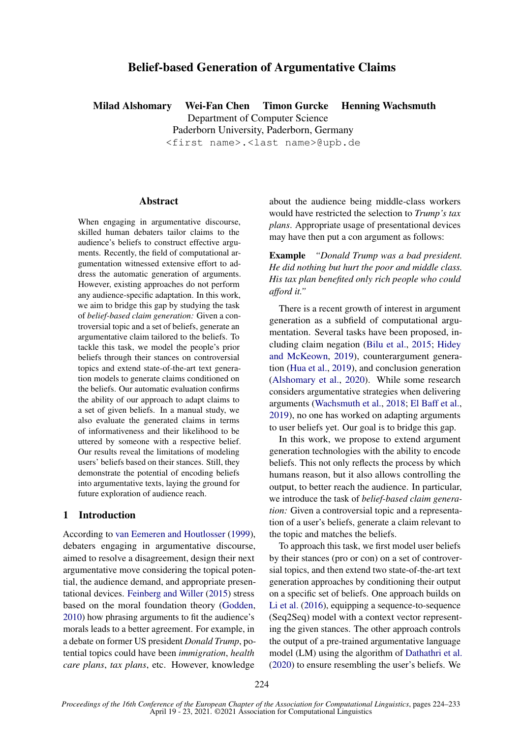# Belief-based Generation of Argumentative Claims

**Milad Alshomary  Wei-Fan Chen  Timon Gurcke  Henning Wachsmuth**
Department of Computer Science
Paderborn University, Paderborn, Germany
<first name>.<last name>@upb.de

## Abstract

When engaging in argumentative discourse, skilled human debaters tailor claims to the audience's beliefs to construct effective arguments. Recently, the field of computational argumentation witnessed extensive effort to address the automatic generation of arguments. However, existing approaches do not perform any audience-specific adaptation. In this work, we aim to bridge this gap by studying the task of *belief-based claim generation:* Given a controversial topic and a set of beliefs, generate an argumentative claim tailored to the beliefs. To tackle this task, we model the people's prior beliefs through their stances on controversial topics and extend state-of-the-art text generation models to generate claims conditioned on the beliefs. Our automatic evaluation confirms the ability of our approach to adapt claims to a set of given beliefs. In a manual study, we also evaluate the generated claims in terms of informativeness and their likelihood to be uttered by someone with a respective belief. Our results reveal the limitations of modeling users' beliefs based on their stances. Still, they demonstrate the potential of encoding beliefs into argumentative texts, laying the ground for future exploration of audience reach.

## 1 Introduction

According to van Eemeren and Houtlosser (1999), debaters engaging in argumentative discourse, aimed to resolve a disagreement, design their next argumentative move considering the topical potential, the audience demand, and appropriate presentational devices. Feinberg and Willer (2015) stress based on the moral foundation theory (Godden, 2010) how phrasing arguments to fit the audience's morals leads to a better agreement. For example, in a debate on former US president *Donald Trump*, potential topics could have been *immigration*, *health care plans*, *tax plans*, etc. However, knowledge about the audience being middle-class workers would have restricted the selection to *Trump's tax plans*. Appropriate usage of presentational devices may have then put a con argument as follows:

**Example** *"Donald Trump was a bad president. He did nothing but hurt the poor and middle class. His tax plan benefited only rich people who could afford it."*

There is a recent growth of interest in argument generation as a subfield of computational argumentation. Several tasks have been proposed, including claim negation (Bilu et al., 2015; Hidey and McKeown, 2019), counterargument generation (Hua et al., 2019), and conclusion generation (Alshomary et al., 2020). While some research considers argumentative strategies when delivering arguments (Wachsmuth et al., 2018; El Baff et al., 2019), no one has worked on adapting arguments to user beliefs yet. Our goal is to bridge this gap.

In this work, we propose to extend argument generation technologies with the ability to encode beliefs. This not only reflects the process by which humans reason, but it also allows controlling the output, to better reach the audience. In particular, we introduce the task of *belief-based claim generation:* Given a controversial topic and a representation of a user's beliefs, generate a claim relevant to the topic and matches the beliefs.

To approach this task, we first model user beliefs by their stances (pro or con) on a set of controversial topics, and then extend two state-of-the-art text generation approaches by conditioning their output on a specific set of beliefs. One approach builds on Li et al. (2016), equipping a sequence-to-sequence (Seq2Seq) model with a context vector representing the given stances. The other approach controls the output of a pre-trained argumentative language model (LM) using the algorithm of Dathathri et al. (2020) to ensure resembling the user's beliefs. We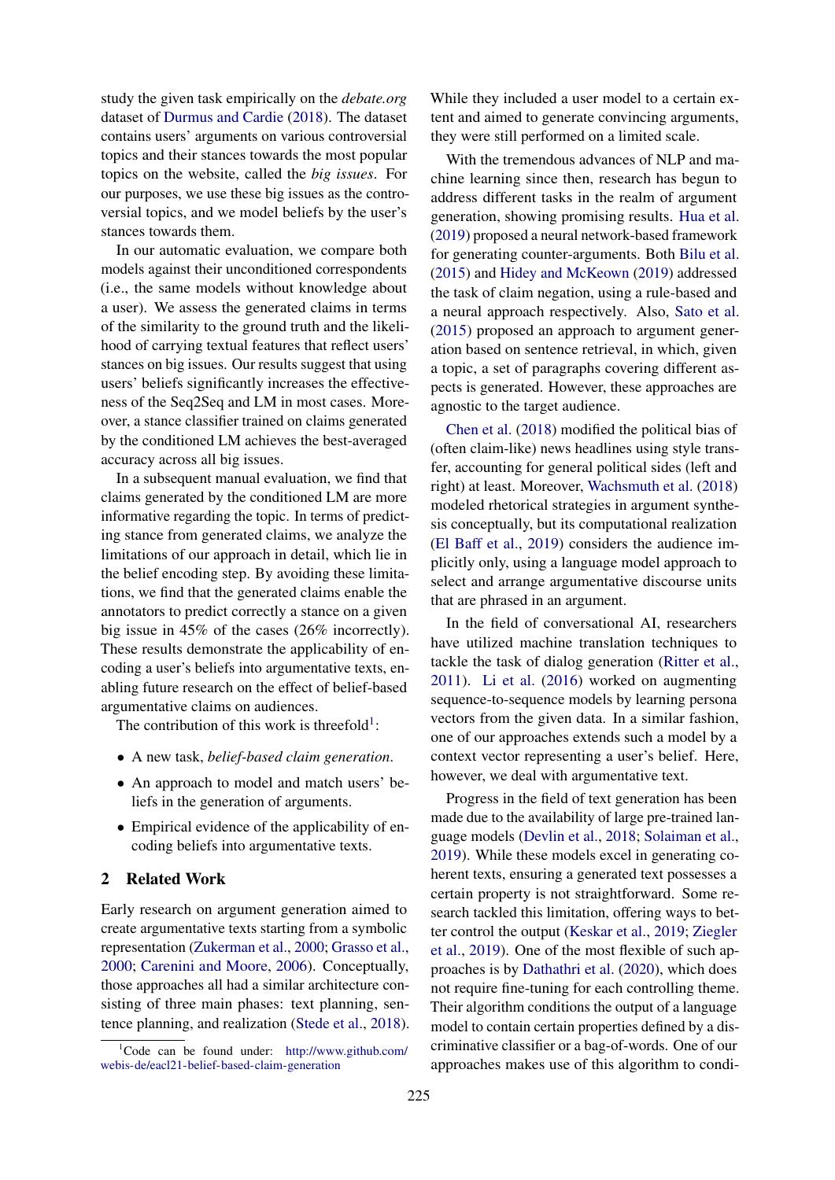study the given task empirically on the *debate.org* dataset of Durmus and Cardie (2018). The dataset contains users' arguments on various controversial topics and their stances towards the most popular topics on the website, called the *big issues*. For our purposes, we use these big issues as the controversial topics, and we model beliefs by the user's stances towards them.

In our automatic evaluation, we compare both models against their unconditioned correspondents (i.e., the same models without knowledge about a user). We assess the generated claims in terms of the similarity to the ground truth and the likelihood of carrying textual features that reflect users' stances on big issues. Our results suggest that using users' beliefs significantly increases the effectiveness of the Seq2Seq and LM in most cases. Moreover, a stance classifier trained on claims generated by the conditioned LM achieves the best-averaged accuracy across all big issues.

In a subsequent manual evaluation, we find that claims generated by the conditioned LM are more informative regarding the topic. In terms of predicting stance from generated claims, we analyze the limitations of our approach in detail, which lie in the belief encoding step. By avoiding these limitations, we find that the generated claims enable the annotators to predict correctly a stance on a given big issue in 45% of the cases (26% incorrectly). These results demonstrate the applicability of encoding a user's beliefs into argumentative texts, enabling future research on the effect of belief-based argumentative claims on audiences.

The contribution of this work is threefold[1]:

- A new task, *belief-based claim generation*.
- An approach to model and match users' beliefs in the generation of arguments.
- Empirical evidence of the applicability of encoding beliefs into argumentative texts.

## 2 Related Work

Early research on argument generation aimed to create argumentative texts starting from a symbolic representation (Zukerman et al., 2000; Grasso et al., 2000; Carenini and Moore, 2006). Conceptually, those approaches all had a similar architecture consisting of three main phases: text planning, sentence planning, and realization (Stede et al., 2018). While they included a user model to a certain extent and aimed to generate convincing arguments, they were still performed on a limited scale.

With the tremendous advances of NLP and machine learning since then, research has begun to address different tasks in the realm of argument generation, showing promising results. Hua et al. (2019) proposed a neural network-based framework for generating counter-arguments. Both Bilu et al. (2015) and Hidey and McKeown (2019) addressed the task of claim negation, using a rule-based and a neural approach respectively. Also, Sato et al. (2015) proposed an approach to argument generation based on sentence retrieval, in which, given a topic, a set of paragraphs covering different aspects is generated. However, these approaches are agnostic to the target audience.

Chen et al. (2018) modified the political bias of (often claim-like) news headlines using style transfer, accounting for general political sides (left and right) at least. Moreover, Wachsmuth et al. (2018) modeled rhetorical strategies in argument synthesis conceptually, but its computational realization (El Baff et al., 2019) considers the audience implicitly only, using a language model approach to select and arrange argumentative discourse units that are phrased in an argument.

In the field of conversational AI, researchers have utilized machine translation techniques to tackle the task of dialog generation (Ritter et al., 2011). Li et al. (2016) worked on augmenting sequence-to-sequence models by learning persona vectors from the given data. In a similar fashion, one of our approaches extends such a model by a context vector representing a user's belief. Here, however, we deal with argumentative text.

Progress in the field of text generation has been made due to the availability of large pre-trained language models (Devlin et al., 2018; Solaiman et al., 2019). While these models excel in generating coherent texts, ensuring a generated text possesses a certain property is not straightforward. Some research tackled this limitation, offering ways to better control the output (Keskar et al., 2019; Ziegler et al., 2019). One of the most flexible of such approaches is by Dathathri et al. (2020), which does not require fine-tuning for each controlling theme. Their algorithm conditions the output of a language model to contain certain properties defined by a discriminative classifier or a bag-of-words. One of our approaches makes use of this algorithm to condi-

[1] Code can be found under: http://www.github.com/webis-de/eacl21-belief-based-claim-generation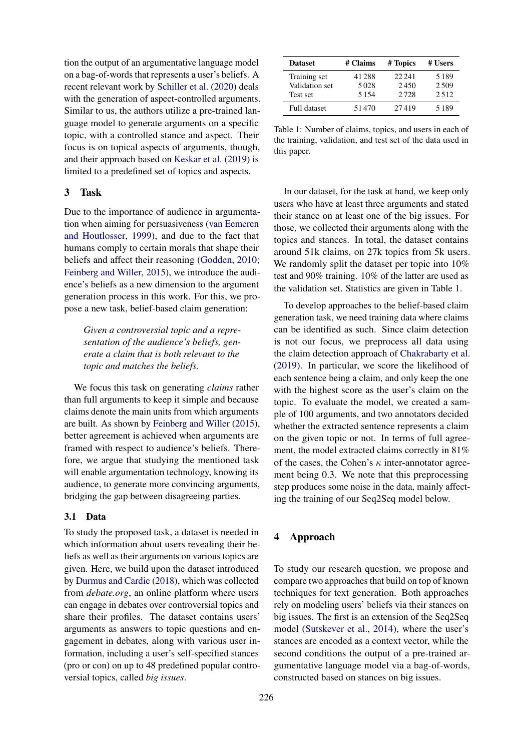tion the output of an argumentative language model on a bag-of-words that represents a user's beliefs. A recent relevant work by Schiller et al. (2020) deals with the generation of aspect-controlled arguments. Similar to us, the authors utilize a pre-trained language model to generate arguments on a specific topic, with a controlled stance and aspect. Their focus is on topical aspects of arguments, though, and their approach based on Keskar et al. (2019) is limited to a predefined set of topics and aspects.

## 3 Task

Due to the importance of audience in argumentation when aiming for persuasiveness (van Eemeren and Houtlosser, 1999), and due to the fact that humans comply to certain morals that shape their beliefs and affect their reasoning (Godden, 2010; Feinberg and Willer, 2015), we introduce the audience's beliefs as a new dimension to the argument generation process in this work. For this, we propose a new task, belief-based claim generation:

> *Given a controversial topic and a representation of the audience's beliefs, generate a claim that is both relevant to the topic and matches the beliefs.*

We focus this task on generating *claims* rather than full arguments to keep it simple and because claims denote the main units from which arguments are built. As shown by Feinberg and Willer (2015), better agreement is achieved when arguments are framed with respect to audience's beliefs. Therefore, we argue that studying the mentioned task will enable argumentation technology, knowing its audience, to generate more convincing arguments, bridging the gap between disagreeing parties.

### 3.1 Data

To study the proposed task, a dataset is needed in which information about users revealing their beliefs as well as their arguments on various topics are given. Here, we build upon the dataset introduced by Durmus and Cardie (2018), which was collected from *debate.org*, an online platform where users can engage in debates over controversial topics and share their profiles. The dataset contains users' arguments as answers to topic questions and engagement in debates, along with various user information, including a user's self-specified stances (pro or con) on up to 48 predefined popular controversial topics, called *big issues*.

| Dataset | # Claims | # Topics | # Users |
|---|---|---|---|
| Training set | 41 288 | 22 241 | 5 189 |
| Validation set | 5 028 | 2 450 | 2 509 |
| Test set | 5 154 | 2 728 | 2 512 |
| Full dataset | 51 470 | 27 419 | 5 189 |

Table 1: Number of claims, topics, and users in each of the training, validation, and test set of the data used in this paper.

In our dataset, for the task at hand, we keep only users who have at least three arguments and stated their stance on at least one of the big issues. For those, we collected their arguments along with the topics and stances. In total, the dataset contains around 51k claims, on 27k topics from 5k users. We randomly split the dataset per topic into 10% test and 90% training. 10% of the latter are used as the validation set. Statistics are given in Table 1.

To develop approaches to the belief-based claim generation task, we need training data where claims can be identified as such. Since claim detection is not our focus, we preprocess all data using the claim detection approach of Chakrabarty et al. (2019). In particular, we score the likelihood of each sentence being a claim, and only keep the one with the highest score as the user's claim on the topic. To evaluate the model, we created a sample of 100 arguments, and two annotators decided whether the extracted sentence represents a claim on the given topic or not. In terms of full agreement, the model extracted claims correctly in 81% of the cases, the Cohen's $\kappa$ inter-annotator agreement being 0.3. We note that this preprocessing step produces some noise in the data, mainly affecting the training of our Seq2Seq model below.

## 4 Approach

To study our research question, we propose and compare two approaches that build on top of known techniques for text generation. Both approaches rely on modeling users' beliefs via their stances on big issues. The first is an extension of the Seq2Seq model (Sutskever et al., 2014), where the user's stances are encoded as a context vector, while the second conditions the output of a pre-trained argumentative language model via a bag-of-words, constructed based on stances on big issues.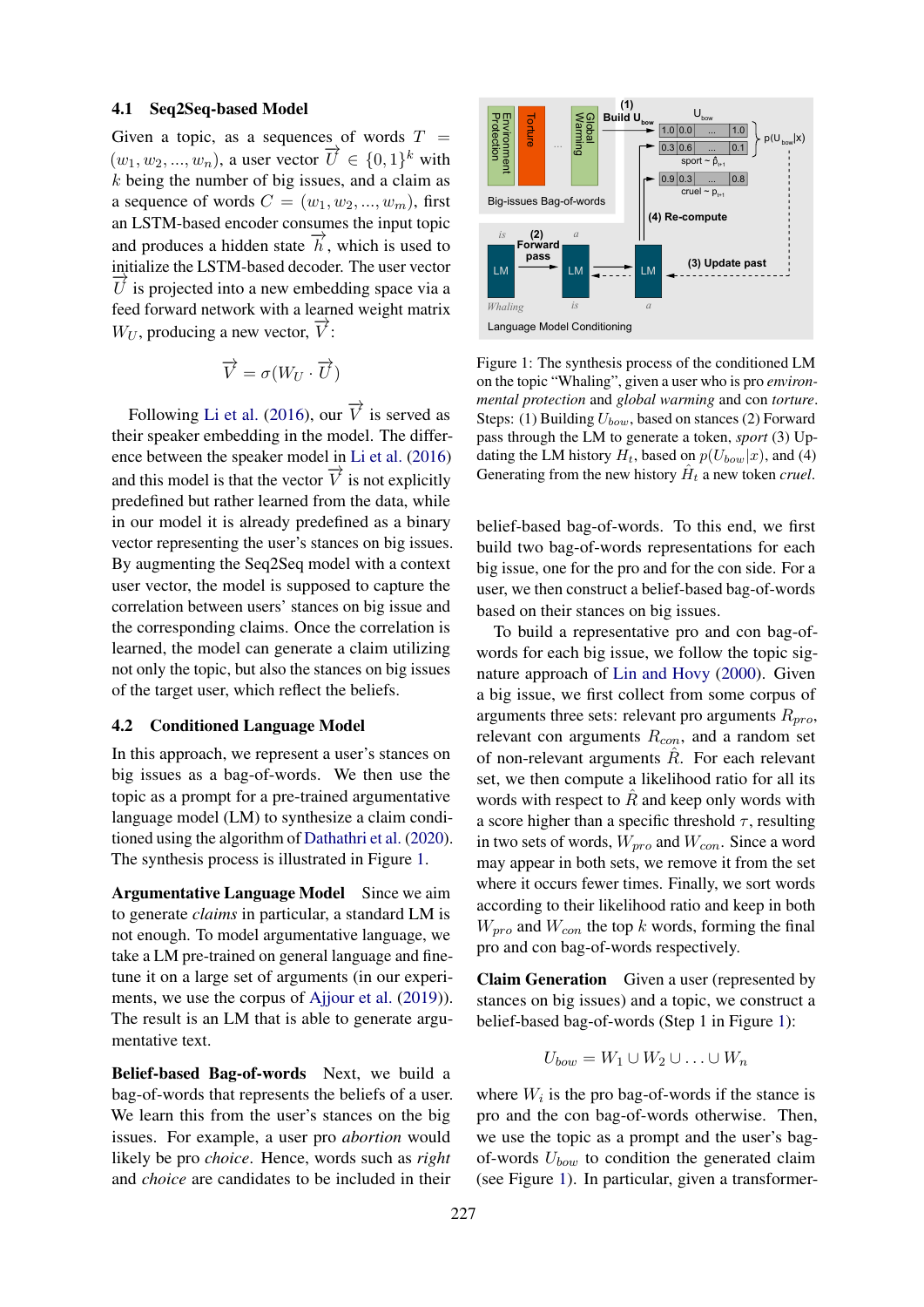### 4.1 Seq2Seq-based Model

Given a topic, as a sequences of words $T = (w_1, w_2, ..., w_n)$, a user vector $\overrightarrow{U} \in \{0,1\}^k$ with $k$ being the number of big issues, and a claim as a sequence of words $C = (w_1, w_2, ..., w_m)$, first an LSTM-based encoder consumes the input topic and produces a hidden state $\overrightarrow{h}$, which is used to initialize the LSTM-based decoder. The user vector $\overrightarrow{U}$ is projected into a new embedding space via a feed forward network with a learned weight matrix $W_U$, producing a new vector, $\overrightarrow{V}$:

$$\overrightarrow{V} = \sigma(W_U \cdot \overrightarrow{U})$$

Following Li et al. (2016), our $\overrightarrow{V}$ is served as their speaker embedding in the model. The difference between the speaker model in Li et al. (2016) and this model is that the vector $\overrightarrow{V}$ is not explicitly predefined but rather learned from the data, while in our model it is already predefined as a binary vector representing the user's stances on big issues. By augmenting the Seq2Seq model with a context user vector, the model is supposed to capture the correlation between users' stances on big issue and the corresponding claims. Once the correlation is learned, the model can generate a claim utilizing not only the topic, but also the stances on big issues of the target user, which reflect the beliefs.

### 4.2 Conditioned Language Model

In this approach, we represent a user's stances on big issues as a bag-of-words. We then use the topic as a prompt for a pre-trained argumentative language model (LM) to synthesize a claim conditioned using the algorithm of Dathathri et al. (2020). The synthesis process is illustrated in Figure 1.

**Argumentative Language Model** Since we aim to generate *claims* in particular, a standard LM is not enough. To model argumentative language, we take a LM pre-trained on general language and fine-tune it on a large set of arguments (in our experiments, we use the corpus of Ajjour et al. (2019)). The result is an LM that is able to generate argumentative text.

**Belief-based Bag-of-words** Next, we build a bag-of-words that represents the beliefs of a user. We learn this from the user's stances on the big issues. For example, a user pro *abortion* would likely be pro *choice*. Hence, words such as *right* and *choice* are candidates to be included in their

Figure 1: The synthesis process of the conditioned LM on the topic "Whaling", given a user who is pro *environmental protection* and *global warming* and con *torture*. Steps: (1) Building $U_{bow}$, based on stances (2) Forward pass through the LM to generate a token, *sport* (3) Updating the LM history $H_t$, based on $p(U_{bow}|x)$, and (4) Generating from the new history $\hat{H}_t$ a new token *cruel*.

belief-based bag-of-words. To this end, we first build two bag-of-words representations for each big issue, one for the pro and for the con side. For a user, we then construct a belief-based bag-of-words based on their stances on big issues.

To build a representative pro and con bag-of-words for each big issue, we follow the topic signature approach of Lin and Hovy (2000). Given a big issue, we first collect from some corpus of arguments three sets: relevant pro arguments $R_{pro}$, relevant con arguments $R_{con}$, and a random set of non-relevant arguments $\hat{R}$. For each relevant set, we then compute a likelihood ratio for all its words with respect to $\hat{R}$ and keep only words with a score higher than a specific threshold $\tau$, resulting in two sets of words, $W_{pro}$ and $W_{con}$. Since a word may appear in both sets, we remove it from the set where it occurs fewer times. Finally, we sort words according to their likelihood ratio and keep in both $W_{pro}$ and $W_{con}$ the top $k$ words, forming the final pro and con bag-of-words respectively.

**Claim Generation** Given a user (represented by stances on big issues) and a topic, we construct a belief-based bag-of-words (Step 1 in Figure 1):

$$U_{bow} = W_1 \cup W_2 \cup \ldots \cup W_n$$

where $W_i$ is the pro bag-of-words if the stance is pro and the con bag-of-words otherwise. Then, we use the topic as a prompt and the user's bag-of-words $U_{bow}$ to condition the generated claim (see Figure 1). In particular, given a transformer-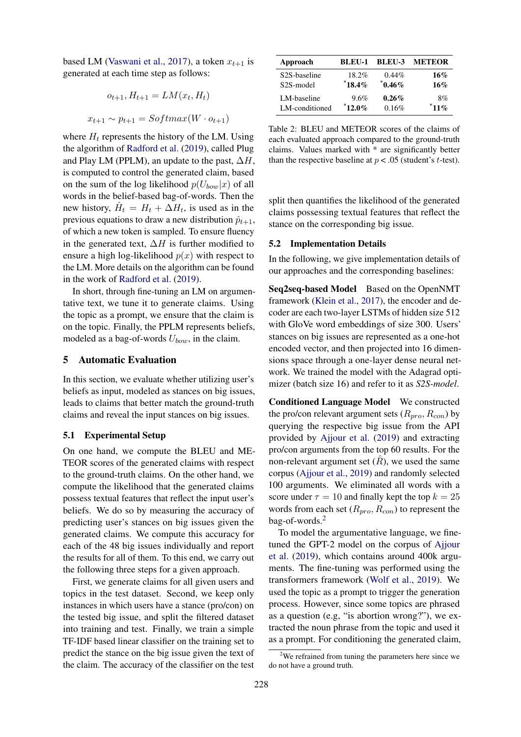based LM (Vaswani et al., 2017), a token $x_{t+1}$ is generated at each time step as follows:

$$o_{t+1}, H_{t+1} = LM(x_t, H_t)$$

$$x_{t+1} \sim p_{t+1} = Softmax(W \cdot o_{t+1})$$

where $H_t$ represents the history of the LM. Using the algorithm of Radford et al. (2019), called Plug and Play LM (PPLM), an update to the past, $\Delta H$, is computed to control the generated claim, based on the sum of the log likelihood $p(U_{bow}|x)$ of all words in the belief-based bag-of-words. Then the new history, $\hat{H}_t = H_t + \Delta H_t$, is used as in the previous equations to draw a new distribution $\hat{p}_{t+1}$, of which a new token is sampled. To ensure fluency in the generated text, $\Delta H$ is further modified to ensure a high log-likelihood $p(x)$ with respect to the LM. More details on the algorithm can be found in the work of Radford et al. (2019).

In short, through fine-tuning an LM on argumentative text, we tune it to generate claims. Using the topic as a prompt, we ensure that the claim is on the topic. Finally, the PPLM represents beliefs, modeled as a bag-of-words $U_{bow}$, in the claim.

## 5 Automatic Evaluation

In this section, we evaluate whether utilizing user's beliefs as input, modeled as stances on big issues, leads to claims that better match the ground-truth claims and reveal the input stances on big issues.

### 5.1 Experimental Setup

On one hand, we compute the BLEU and METEOR scores of the generated claims with respect to the ground-truth claims. On the other hand, we compute the likelihood that the generated claims possess textual features that reflect the input user's beliefs. We do so by measuring the accuracy of predicting user's stances on big issues given the generated claims. We compute this accuracy for each of the 48 big issues individually and report the results for all of them. To this end, we carry out the following three steps for a given approach.

First, we generate claims for all given users and topics in the test dataset. Second, we keep only instances in which users have a stance (pro/con) on the tested big issue, and split the filtered dataset into training and test. Finally, we train a simple TF-IDF based linear classifier on the training set to predict the stance on the big issue given the text of the claim. The accuracy of the classifier on the test split then quantifies the likelihood of the generated claims possessing textual features that reflect the stance on the corresponding big issue.

| Approach | BLEU-1 | BLEU-3 | METEOR |
|---|---|---|---|
| S2S-baseline | 18.2% | 0.44% | **16%** |
| S2S-model | *18.4% | *0.46% | **16%** |
| LM-baseline | 9.6% | **0.26%** | 8% |
| LM-conditioned | *12.0% | 0.16% | *11% |

Table 2: BLEU and METEOR scores of the claims of each evaluated approach compared to the ground-truth claims. Values marked with * are significantly better than the respective baseline at $p < .05$ (student's $t$-test).

### 5.2 Implementation Details

In the following, we give implementation details of our approaches and the corresponding baselines:

**Seq2seq-based Model** Based on the OpenNMT framework (Klein et al., 2017), the encoder and decoder are each two-layer LSTMs of hidden size 512 with GloVe word embeddings of size 300. Users' stances on big issues are represented as a one-hot encoded vector, and then projected into 16 dimensions space through a one-layer dense neural network. We trained the model with the Adagrad optimizer (batch size 16) and refer to it as *S2S-model*.

**Conditioned Language Model** We constructed the pro/con relevant argument sets ($R_{pro}$, $R_{con}$) by querying the respective big issue from the API provided by Ajjour et al. (2019) and extracting pro/con arguments from the top 60 results. For the non-relevant argument set ($\hat{R}$), we used the same corpus (Ajjour et al., 2019) and randomly selected 100 arguments. We eliminated all words with a score under $\tau = 10$ and finally kept the top $k = 25$ words from each set ($R_{pro}$, $R_{con}$) to represent the bag-of-words.[2]

To model the argumentative language, we fine-tuned the GPT-2 model on the corpus of Ajjour et al. (2019), which contains around 400k arguments. The fine-tuning was performed using the transformers framework (Wolf et al., 2019). We used the topic as a prompt to trigger the generation process. However, since some topics are phrased as a question (e.g, "is abortion wrong?"), we extracted the noun phrase from the topic and used it as a prompt. For conditioning the generated claim,

[2] We refrained from tuning the parameters here since we do not have a ground truth.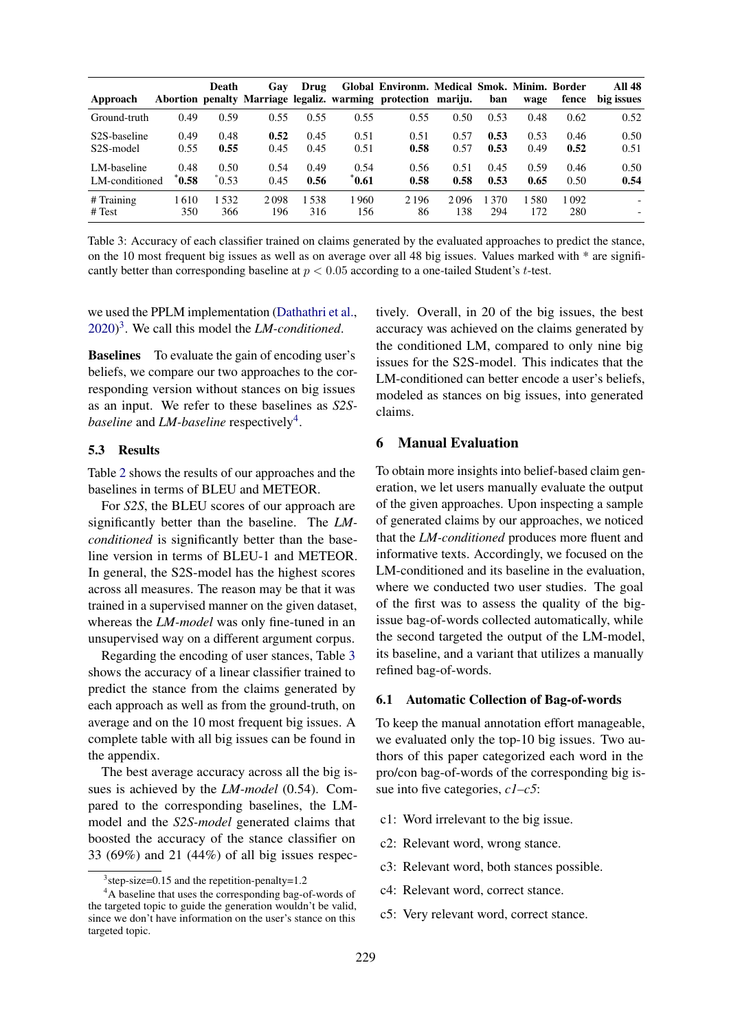| Approach | Abortion | Death penalty | Gay Marriage | Drug legaliz. | Global warming | Environm. protection | Medical mariju. | Smok. ban | Minim. wage | Border fence | All 48 big issues |
|---|---|---|---|---|---|---|---|---|---|---|---|
| Ground-truth | 0.49 | 0.59 | 0.55 | 0.55 | 0.55 | 0.55 | 0.50 | 0.53 | 0.48 | 0.62 | 0.52 |
| S2S-baseline | 0.49 | 0.48 | **0.52** | 0.45 | 0.51 | 0.51 | 0.57 | **0.53** | 0.53 | 0.46 | 0.50 |
| S2S-model | 0.55 | **0.55** | 0.45 | 0.45 | 0.51 | **0.58** | 0.57 | **0.53** | 0.49 | **0.52** | 0.51 |
| LM-baseline | 0.48 | 0.50 | 0.54 | 0.49 | 0.54 | 0.56 | 0.51 | 0.45 | 0.59 | 0.46 | 0.50 |
| LM-conditioned | *0.58 | *0.53 | 0.45 | **0.56** | ***0.61** | **0.58** | **0.58** | **0.53** | **0.65** | 0.50 | **0.54** |
| # Training | 1 610 | 1 532 | 2 098 | 1 538 | 1 960 | 2 196 | 2 096 | 1 370 | 1 580 | 1 092 | - |
| # Test | 350 | 366 | 196 | 316 | 156 | 86 | 138 | 294 | 172 | 280 | - |

Table 3: Accuracy of each classifier trained on claims generated by the evaluated approaches to predict the stance, on the 10 most frequent big issues as well as on average over all 48 big issues. Values marked with * are significantly better than corresponding baseline at $p < 0.05$ according to a one-tailed Student's $t$-test.

we used the PPLM implementation (Dathathri et al., 2020)[3]. We call this model the *LM-conditioned*.

**Baselines** To evaluate the gain of encoding user's beliefs, we compare our two approaches to the corresponding version without stances on big issues as an input. We refer to these baselines as *S2S-baseline* and *LM-baseline* respectively[4].

### 5.3 Results

Table 2 shows the results of our approaches and the baselines in terms of BLEU and METEOR.

For *S2S*, the BLEU scores of our approach are significantly better than the baseline. The *LM-conditioned* is significantly better than the baseline version in terms of BLEU-1 and METEOR. In general, the S2S-model has the highest scores across all measures. The reason may be that it was trained in a supervised manner on the given dataset, whereas the *LM-model* was only fine-tuned in an unsupervised way on a different argument corpus.

Regarding the encoding of user stances, Table 3 shows the accuracy of a linear classifier trained to predict the stance from the claims generated by each approach as well as from the ground-truth, on average and on the 10 most frequent big issues. A complete table with all big issues can be found in the appendix.

The best average accuracy across all the big issues is achieved by the *LM-model* (0.54). Compared to the corresponding baselines, the LM-model and the *S2S-model* generated claims that boosted the accuracy of the stance classifier on 33 (69%) and 21 (44%) of all big issues respectively. Overall, in 20 of the big issues, the best accuracy was achieved on the claims generated by the conditioned LM, compared to only nine big issues for the S2S-model. This indicates that the LM-conditioned can better encode a user's beliefs, modeled as stances on big issues, into generated claims.

## 6 Manual Evaluation

To obtain more insights into belief-based claim generation, we let users manually evaluate the output of the given approaches. Upon inspecting a sample of generated claims by our approaches, we noticed that the *LM-conditioned* produces more fluent and informative texts. Accordingly, we focused on the LM-conditioned and its baseline in the evaluation, where we conducted two user studies. The goal of the first was to assess the quality of the big-issue bag-of-words collected automatically, while the second targeted the output of the LM-model, its baseline, and a variant that utilizes a manually refined bag-of-words.

### 6.1 Automatic Collection of Bag-of-words

To keep the manual annotation effort manageable, we evaluated only the top-10 big issues. Two authors of this paper categorized each word in the pro/con bag-of-words of the corresponding big issue into five categories, *c1–c5*:

- c1: Word irrelevant to the big issue.
- c2: Relevant word, wrong stance.
- c3: Relevant word, both stances possible.
- c4: Relevant word, correct stance.
- c5: Very relevant word, correct stance.

[3] step-size=0.15 and the repetition-penalty=1.2

[4] A baseline that uses the corresponding bag-of-words of the targeted topic to guide the generation wouldn't be valid, since we don't have information on the user's stance on this targeted topic.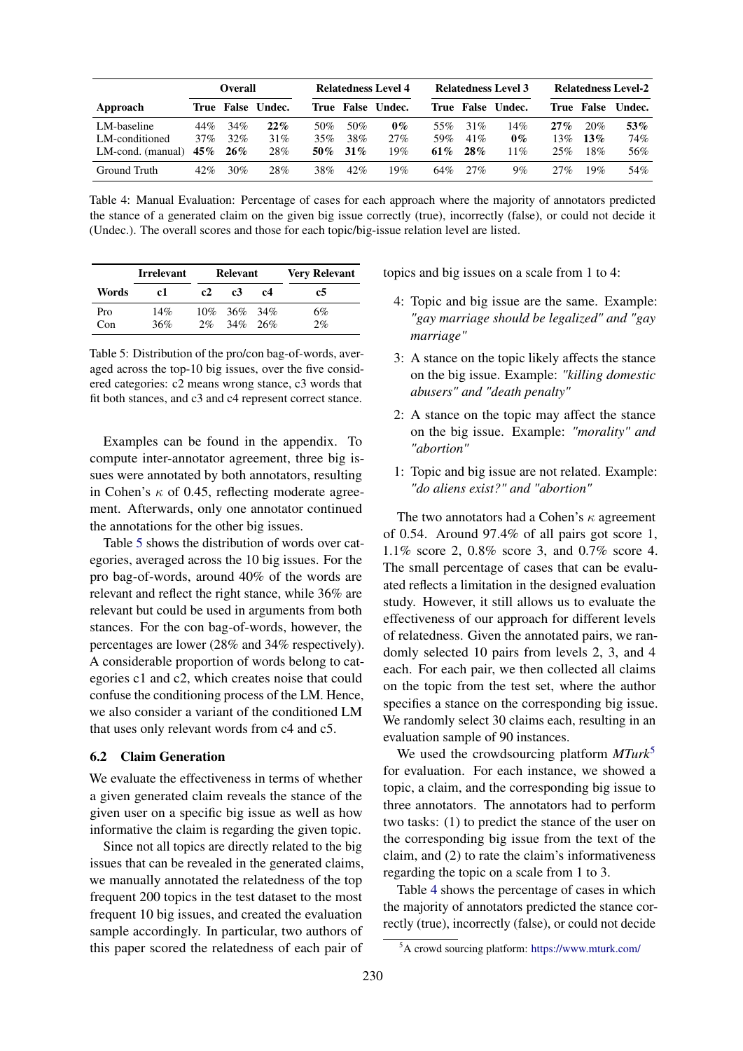| Approach | Overall | | | Relatedness Level 4 | | | Relatedness Level 3 | | | Relatedness Level-2 | | |
|---|---|---|---|---|---|---|---|---|---|---|---|---|
| | **True** | **False** | **Undec.** | **True** | **False** | **Undec.** | **True** | **False** | **Undec.** | **True** | **False** | **Undec.** |
| LM-baseline | 44% | 34% | **22%** | 50% | 50% | **0%** | 55% | 31% | 14% | **27%** | 20% | **53%** |
| LM-conditioned | 37% | 32% | 31% | 35% | 38% | 27% | 59% | 41% | **0%** | 13% | **13%** | 74% |
| LM-cond. (manual) | **45%** | **26%** | 28% | **50%** | **31%** | 19% | **61%** | **28%** | 11% | 25% | 18% | 56% |
| Ground Truth | 42% | 30% | 28% | 38% | 42% | 19% | 64% | 27% | 9% | 27% | 19% | 54% |

Table 4: Manual Evaluation: Percentage of cases for each approach where the majority of annotators predicted the stance of a generated claim on the given big issue correctly (true), incorrectly (false), or could not decide it (Undec.). The overall scores and those for each topic/big-issue relation level are listed.

| | Irrelevant | Relevant | | | Very Relevant |
|---|---|---|---|---|---|
| **Words** | **c1** | **c2** | **c3** | **c4** | **c5** |
| Pro | 14% | 10% | 36% | 34% | 6% |
| Con | 36% | 2% | 34% | 26% | 2% |

Table 5: Distribution of the pro/con bag-of-words, averaged across the top-10 big issues, over the five considered categories: c2 means wrong stance, c3 words that fit both stances, and c3 and c4 represent correct stance.

Examples can be found in the appendix. To compute inter-annotator agreement, three big issues were annotated by both annotators, resulting in Cohen's $\kappa$ of 0.45, reflecting moderate agreement. Afterwards, only one annotator continued the annotations for the other big issues.

Table 5 shows the distribution of words over categories, averaged across the 10 big issues. For the pro bag-of-words, around 40% of the words are relevant and reflect the right stance, while 36% are relevant but could be used in arguments from both stances. For the con bag-of-words, however, the percentages are lower (28% and 34% respectively). A considerable proportion of words belong to categories c1 and c2, which creates noise that could confuse the conditioning process of the LM. Hence, we also consider a variant of the conditioned LM that uses only relevant words from c4 and c5.

### 6.2 Claim Generation

We evaluate the effectiveness in terms of whether a given generated claim reveals the stance of the given user on a specific big issue as well as how informative the claim is regarding the given topic.

Since not all topics are directly related to the big issues that can be revealed in the generated claims, we manually annotated the relatedness of the top frequent 200 topics in the test dataset to the most frequent 10 big issues, and created the evaluation sample accordingly. In particular, two authors of this paper scored the relatedness of each pair of topics and big issues on a scale from 1 to 4:

- 4: Topic and big issue are the same. Example: *"gay marriage should be legalized"* and *"gay marriage"*
- 3: A stance on the topic likely affects the stance on the big issue. Example: *"killing domestic abusers"* and *"death penalty"*
- 2: A stance on the topic may affect the stance on the big issue. Example: *"morality"* and *"abortion"*
- 1: Topic and big issue are not related. Example: *"do aliens exist?"* and *"abortion"*

The two annotators had a Cohen's $\kappa$ agreement of 0.54. Around 97.4% of all pairs got score 1, 1.1% score 2, 0.8% score 3, and 0.7% score 4. The small percentage of cases that can be evaluated reflects a limitation in the designed evaluation study. However, it still allows us to evaluate the effectiveness of our approach for different levels of relatedness. Given the annotated pairs, we randomly selected 10 pairs from levels 2, 3, and 4 each. For each pair, we then collected all claims on the topic from the test set, where the author specifies a stance on the corresponding big issue. We randomly select 30 claims each, resulting in an evaluation sample of 90 instances.

We used the crowdsourcing platform *MTurk*[5] for evaluation. For each instance, we showed a topic, a claim, and the corresponding big issue to three annotators. The annotators had to perform two tasks: (1) to predict the stance of the user on the corresponding big issue from the text of the claim, and (2) to rate the claim's informativeness regarding the topic on a scale from 1 to 3.

Table 4 shows the percentage of cases in which the majority of annotators predicted the stance correctly (true), incorrectly (false), or could not decide

[5] A crowd sourcing platform: https://www.mturk.com/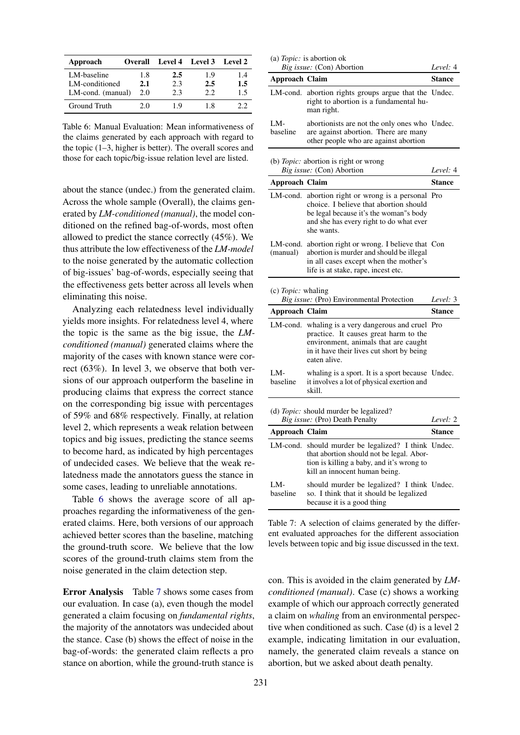| Approach | Overall | Level 4 | Level 3 | Level 2 |
|---|---|---|---|---|
| LM-baseline | 1.8 | **2.5** | 1.9 | 1.4 |
| LM-conditioned | **2.1** | 2.3 | **2.5** | **1.5** |
| LM-cond. (manual) | 2.0 | 2.3 | 2.2 | 1.5 |
| Ground Truth | 2.0 | 1.9 | 1.8 | 2.2 |

Table 6: Manual Evaluation: Mean informativeness of the claims generated by each approach with regard to the topic (1–3, higher is better). The overall scores and those for each topic/big-issue relation level are listed.

about the stance (undec.) from the generated claim. Across the whole sample (Overall), the claims generated by *LM-conditioned (manual)*, the model conditioned on the refined bag-of-words, most often allowed to predict the stance correctly (45%). We thus attribute the low effectiveness of the *LM-model* to the noise generated by the automatic collection of big-issues' bag-of-words, especially seeing that the effectiveness gets better across all levels when eliminating this noise.

Analyzing each relatedness level individually yields more insights. For relatedness level 4, where the topic is the same as the big issue, the *LM-conditioned (manual)* generated claims where the majority of the cases with known stance were correct (63%). In level 3, we observe that both versions of our approach outperform the baseline in producing claims that express the correct stance on the corresponding big issue with percentages of 59% and 68% respectively. Finally, at relation level 2, which represents a weak relation between topics and big issues, predicting the stance seems to become hard, as indicated by high percentages of undecided cases. We believe that the weak relatedness made the annotators guess the stance in some cases, leading to unreliable annotations.

Table 6 shows the average score of all approaches regarding the informativeness of the generated claims. Here, both versions of our approach achieved better scores than the baseline, matching the ground-truth score. We believe that the low scores of the ground-truth claims stem from the noise generated in the claim detection step.

**Error Analysis** Table 7 shows some cases from our evaluation. In case (a), even though the model generated a claim focusing on *fundamental rights*, the majority of the annotators was undecided about the stance. Case (b) shows the effect of noise in the bag-of-words: the generated claim reflects a pro stance on abortion, while the ground-truth stance is con. This is avoided in the claim generated by *LM-conditioned (manual)*. Case (c) shows a working example of which our approach correctly generated a claim on *whaling* from an environmental perspective when conditioned as such. Case (d) is a level 2 example, indicating limitation in our evaluation, namely, the generated claim reveals a stance on abortion, but we asked about death penalty.

(a) *Topic:* is abortion ok
*Big issue:* (Con) Abortion — *Level:* 4

| Approach | Claim | Stance |
|---|---|---|
| LM-cond. | abortion rights groups argue that the right to abortion is a fundamental human right. | Undec. |
| LM-baseline | abortionists are not the only ones who are against abortion. There are many other people who are against abortion | Undec. |

(b) *Topic:* abortion is right or wrong
*Big issue:* (Con) Abortion — *Level:* 4

| Approach | Claim | Stance |
|---|---|---|
| LM-cond. | abortion right or wrong is a personal choice. I believe that abortion should be legal because it's the woman"s body and she has every right to do what ever she wants. | Pro |
| LM-cond. (manual) | abortion right or wrong. I believe that abortion is murder and should be illegal in all cases except when the mother's life is at stake, rape, incest etc. | Con |

(c) *Topic:* whaling
*Big issue:* (Pro) Environmental Protection — *Level:* 3

| Approach | Claim | Stance |
|---|---|---|
| LM-cond. | whaling is a very dangerous and cruel practice. It causes great harm to the environment, animals that are caught in it have their lives cut short by being eaten alive. | Pro |
| LM-baseline | whaling is a sport. It is a sport because it involves a lot of physical exertion and skill. | Undec. |

(d) *Topic:* should murder be legalized?
*Big issue:* (Pro) Death Penalty — *Level:* 2

| Approach | Claim | Stance |
|---|---|---|
| LM-cond. | should murder be legalized? I think that abortion should not be legal. Abortion is killing a baby, and it's wrong to kill an innocent human being. | Undec. |
| LM-baseline | should murder be legalized? I think so. I think that it should be legalized because it is a good thing | Undec. |

Table 7: A selection of claims generated by the different evaluated approaches for the different association levels between topic and big issue discussed in the text.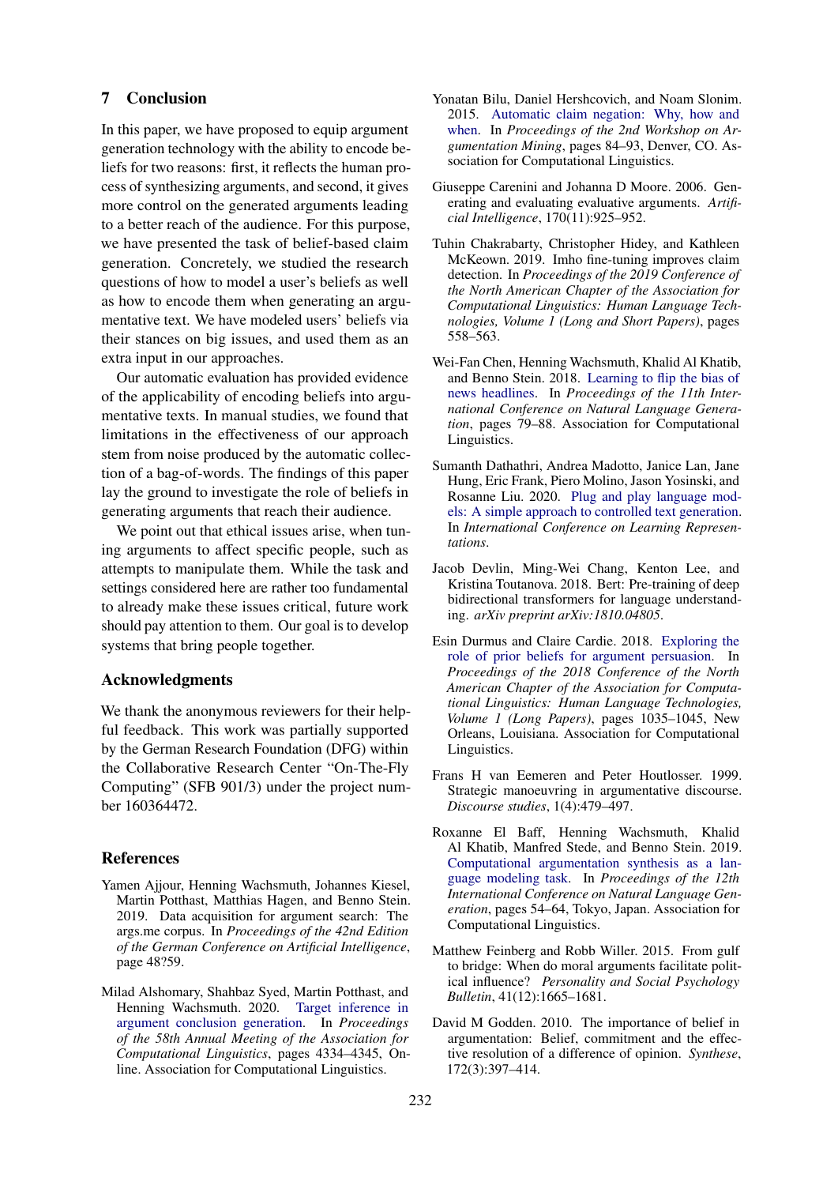## 7 Conclusion

In this paper, we have proposed to equip argument generation technology with the ability to encode beliefs for two reasons: first, it reflects the human process of synthesizing arguments, and second, it gives more control on the generated arguments leading to a better reach of the audience. For this purpose, we have presented the task of belief-based claim generation. Concretely, we studied the research questions of how to model a user's beliefs as well as how to encode them when generating an argumentative text. We have modeled users' beliefs via their stances on big issues, and used them as an extra input in our approaches.

Our automatic evaluation has provided evidence of the applicability of encoding beliefs into argumentative texts. In manual studies, we found that limitations in the effectiveness of our approach stem from noise produced by the automatic collection of a bag-of-words. The findings of this paper lay the ground to investigate the role of beliefs in generating arguments that reach their audience.

We point out that ethical issues arise, when tuning arguments to affect specific people, such as attempts to manipulate them. While the task and settings considered here are rather too fundamental to already make these issues critical, future work should pay attention to them. Our goal is to develop systems that bring people together.

## Acknowledgments

We thank the anonymous reviewers for their helpful feedback. This work was partially supported by the German Research Foundation (DFG) within the Collaborative Research Center "On-The-Fly Computing" (SFB 901/3) under the project number 160364472.

## References

Yamen Ajjour, Henning Wachsmuth, Johannes Kiesel, Martin Potthast, Matthias Hagen, and Benno Stein. 2019. Data acquisition for argument search: The args.me corpus. In *Proceedings of the 42nd Edition of the German Conference on Artificial Intelligence*, page 48?59.

Milad Alshomary, Shahbaz Syed, Martin Potthast, and Henning Wachsmuth. 2020. Target inference in argument conclusion generation. In *Proceedings of the 58th Annual Meeting of the Association for Computational Linguistics*, pages 4334–4345, Online. Association for Computational Linguistics.

Yonatan Bilu, Daniel Hershcovich, and Noam Slonim. 2015. Automatic claim negation: Why, how and when. In *Proceedings of the 2nd Workshop on Argumentation Mining*, pages 84–93, Denver, CO. Association for Computational Linguistics.

Giuseppe Carenini and Johanna D Moore. 2006. Generating and evaluating evaluative arguments. *Artificial Intelligence*, 170(11):925–952.

Tuhin Chakrabarty, Christopher Hidey, and Kathleen McKeown. 2019. Imho fine-tuning improves claim detection. In *Proceedings of the 2019 Conference of the North American Chapter of the Association for Computational Linguistics: Human Language Technologies, Volume 1 (Long and Short Papers)*, pages 558–563.

Wei-Fan Chen, Henning Wachsmuth, Khalid Al Khatib, and Benno Stein. 2018. Learning to flip the bias of news headlines. In *Proceedings of the 11th International Conference on Natural Language Generation*, pages 79–88. Association for Computational Linguistics.

Sumanth Dathathri, Andrea Madotto, Janice Lan, Jane Hung, Eric Frank, Piero Molino, Jason Yosinski, and Rosanne Liu. 2020. Plug and play language models: A simple approach to controlled text generation. In *International Conference on Learning Representations*.

Jacob Devlin, Ming-Wei Chang, Kenton Lee, and Kristina Toutanova. 2018. Bert: Pre-training of deep bidirectional transformers for language understanding. *arXiv preprint arXiv:1810.04805*.

Esin Durmus and Claire Cardie. 2018. Exploring the role of prior beliefs for argument persuasion. In *Proceedings of the 2018 Conference of the North American Chapter of the Association for Computational Linguistics: Human Language Technologies, Volume 1 (Long Papers)*, pages 1035–1045, New Orleans, Louisiana. Association for Computational Linguistics.

Frans H van Eemeren and Peter Houtlosser. 1999. Strategic manoeuvring in argumentative discourse. *Discourse studies*, 1(4):479–497.

Roxanne El Baff, Henning Wachsmuth, Khalid Al Khatib, Manfred Stede, and Benno Stein. 2019. Computational argumentation synthesis as a language modeling task. In *Proceedings of the 12th International Conference on Natural Language Generation*, pages 54–64, Tokyo, Japan. Association for Computational Linguistics.

Matthew Feinberg and Robb Willer. 2015. From gulf to bridge: When do moral arguments facilitate political influence? *Personality and Social Psychology Bulletin*, 41(12):1665–1681.

David M Godden. 2010. The importance of belief in argumentation: Belief, commitment and the effective resolution of a difference of opinion. *Synthese*, 172(3):397–414.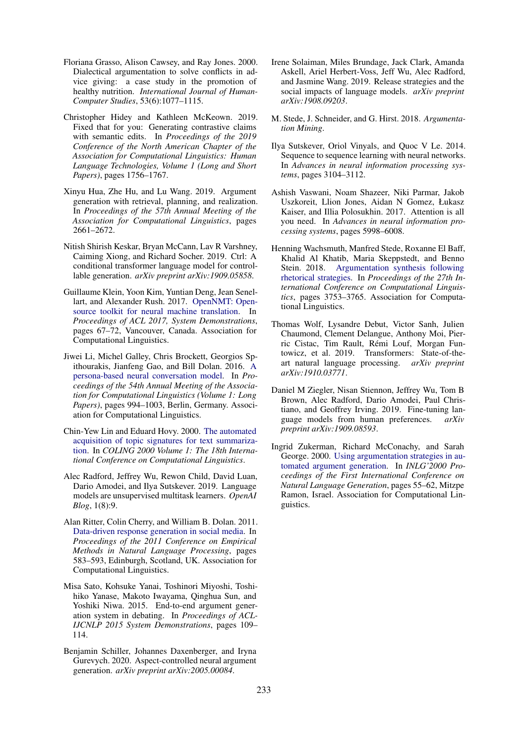Floriana Grasso, Alison Cawsey, and Ray Jones. 2000. Dialectical argumentation to solve conflicts in advice giving: a case study in the promotion of healthy nutrition. *International Journal of Human-Computer Studies*, 53(6):1077–1115.

Christopher Hidey and Kathleen McKeown. 2019. Fixed that for you: Generating contrastive claims with semantic edits. In *Proceedings of the 2019 Conference of the North American Chapter of the Association for Computational Linguistics: Human Language Technologies, Volume 1 (Long and Short Papers)*, pages 1756–1767.

Xinyu Hua, Zhe Hu, and Lu Wang. 2019. Argument generation with retrieval, planning, and realization. In *Proceedings of the 57th Annual Meeting of the Association for Computational Linguistics*, pages 2661–2672.

Nitish Shirish Keskar, Bryan McCann, Lav R Varshney, Caiming Xiong, and Richard Socher. 2019. Ctrl: A conditional transformer language model for controllable generation. *arXiv preprint arXiv:1909.05858*.

Guillaume Klein, Yoon Kim, Yuntian Deng, Jean Senellart, and Alexander Rush. 2017. OpenNMT: Open-source toolkit for neural machine translation. In *Proceedings of ACL 2017, System Demonstrations*, pages 67–72, Vancouver, Canada. Association for Computational Linguistics.

Jiwei Li, Michel Galley, Chris Brockett, Georgios Spithourakis, Jianfeng Gao, and Bill Dolan. 2016. A persona-based neural conversation model. In *Proceedings of the 54th Annual Meeting of the Association for Computational Linguistics (Volume 1: Long Papers)*, pages 994–1003, Berlin, Germany. Association for Computational Linguistics.

Chin-Yew Lin and Eduard Hovy. 2000. The automated acquisition of topic signatures for text summarization. In *COLING 2000 Volume 1: The 18th International Conference on Computational Linguistics*.

Alec Radford, Jeffrey Wu, Rewon Child, David Luan, Dario Amodei, and Ilya Sutskever. 2019. Language models are unsupervised multitask learners. *OpenAI Blog*, 1(8):9.

Alan Ritter, Colin Cherry, and William B. Dolan. 2011. Data-driven response generation in social media. In *Proceedings of the 2011 Conference on Empirical Methods in Natural Language Processing*, pages 583–593, Edinburgh, Scotland, UK. Association for Computational Linguistics.

Misa Sato, Kohsuke Yanai, Toshinori Miyoshi, Toshihiko Yanase, Makoto Iwayama, Qinghua Sun, and Yoshiki Niwa. 2015. End-to-end argument generation system in debating. In *Proceedings of ACL-IJCNLP 2015 System Demonstrations*, pages 109–114.

Benjamin Schiller, Johannes Daxenberger, and Iryna Gurevych. 2020. Aspect-controlled neural argument generation. *arXiv preprint arXiv:2005.00084*.

Irene Solaiman, Miles Brundage, Jack Clark, Amanda Askell, Ariel Herbert-Voss, Jeff Wu, Alec Radford, and Jasmine Wang. 2019. Release strategies and the social impacts of language models. *arXiv preprint arXiv:1908.09203*.

M. Stede, J. Schneider, and G. Hirst. 2018. *Argumentation Mining*.

Ilya Sutskever, Oriol Vinyals, and Quoc V Le. 2014. Sequence to sequence learning with neural networks. In *Advances in neural information processing systems*, pages 3104–3112.

Ashish Vaswani, Noam Shazeer, Niki Parmar, Jakob Uszkoreit, Llion Jones, Aidan N Gomez, Łukasz Kaiser, and Illia Polosukhin. 2017. Attention is all you need. In *Advances in neural information processing systems*, pages 5998–6008.

Henning Wachsmuth, Manfred Stede, Roxanne El Baff, Khalid Al Khatib, Maria Skeppstedt, and Benno Stein. 2018. Argumentation synthesis following rhetorical strategies. In *Proceedings of the 27th International Conference on Computational Linguistics*, pages 3753–3765. Association for Computational Linguistics.

Thomas Wolf, Lysandre Debut, Victor Sanh, Julien Chaumond, Clement Delangue, Anthony Moi, Pierric Cistac, Tim Rault, Rémi Louf, Morgan Funtowicz, et al. 2019. Transformers: State-of-the-art natural language processing. *arXiv preprint arXiv:1910.03771*.

Daniel M Ziegler, Nisan Stiennon, Jeffrey Wu, Tom B Brown, Alec Radford, Dario Amodei, Paul Christiano, and Geoffrey Irving. 2019. Fine-tuning language models from human preferences. *arXiv preprint arXiv:1909.08593*.

Ingrid Zukerman, Richard McConachy, and Sarah George. 2000. Using argumentation strategies in automated argument generation. In *INLG'2000 Proceedings of the First International Conference on Natural Language Generation*, pages 55–62, Mitzpe Ramon, Israel. Association for Computational Linguistics.